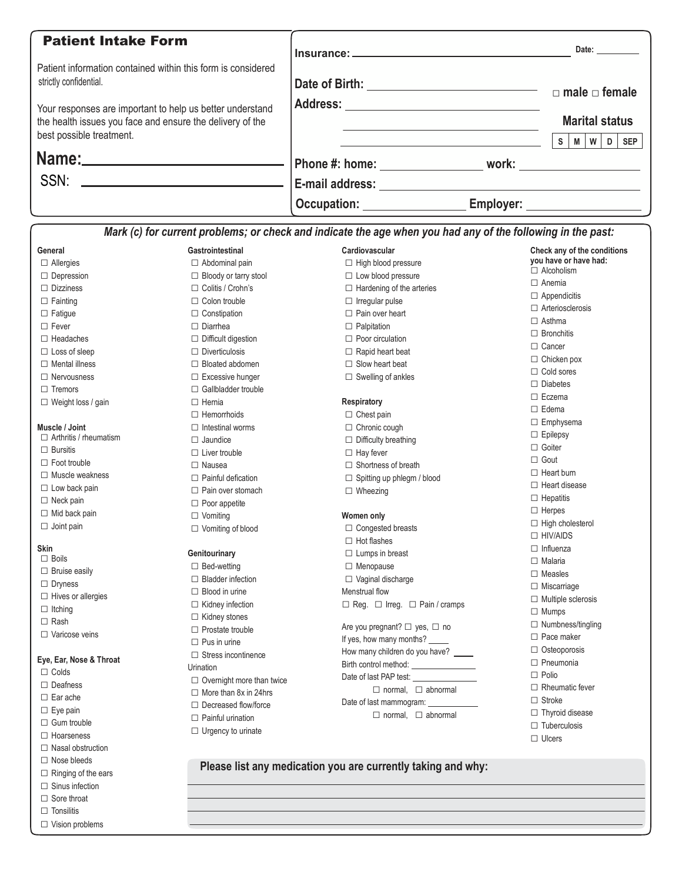# Patient Intake Form

Patient information contained within this form is considered strictly confidential.

Your responses are important to help us better understand the health issues you face and ensure the delivery of the best possible treatment.

**Name:** ______________________

SSN: ______________________

**Insurance:** ______________________ **Date:** ________

**Date of Birth:** ______________________ ☐ male ☐ female

**Address:** ______________________

**Marital status**

| S | M | W | D | SEP |
|---|---|---|---|---|

**Phone #: home:** ____________ **work:** ____________

**E-mail address:** ______________________

**Occupation:** ____________ **Employer:** ____________

***Mark (c) for current problems; or check and indicate the age when you had any of the following in the past:***

**General**

- ☐ Allergies
- ☐ Depression
- ☐ Dizziness
- ☐ Fainting
- ☐ Fatigue
- ☐ Fever
- ☐ Headaches
- ☐ Loss of sleep
- ☐ Mental illness
- ☐ Nervousness
- ☐ Tremors
- ☐ Weight loss / gain

**Muscle / Joint**

- ☐ Arthritis / rheumatism
- ☐ Bursitis
- ☐ Foot trouble
- ☐ Muscle weakness
- ☐ Low back pain
- ☐ Neck pain
- ☐ Mid back pain
- ☐ Joint pain

**Skin**

- ☐ Boils
- ☐ Bruise easily
- ☐ Dryness
- ☐ Hives or allergies
- ☐ Itching
- ☐ Rash
- ☐ Varicose veins

**Eye, Ear, Nose & Throat**

- ☐ Colds
- ☐ Deafness
- ☐ Ear ache
- ☐ Eye pain
- ☐ Gum trouble
- ☐ Hoarseness
- ☐ Nasal obstruction
- ☐ Nose bleeds
- ☐ Ringing of the ears
- ☐ Sinus infection
- ☐ Sore throat
- ☐ Tonsilitis
- ☐ Vision problems

**Gastrointestinal**

- ☐ Abdominal pain
- ☐ Bloody or tarry stool
- ☐ Colitis / Crohn's
- ☐ Colon trouble
- ☐ Constipation
- ☐ Diarrhea
- ☐ Difficult digestion
- ☐ Diverticulosis
- ☐ Bloated abdomen
- ☐ Excessive hunger
- ☐ Gallbladder trouble
- ☐ Hernia
- ☐ Hemorrhoids
- ☐ Intestinal worms
- ☐ Jaundice
- ☐ Liver trouble
- ☐ Nausea
- ☐ Painful defication
- ☐ Pain over stomach
- ☐ Poor appetite
- ☐ Vomiting
- ☐ Vomiting of blood

**Genitourinary**

- ☐ Bed-wetting
- ☐ Bladder infection
- ☐ Blood in urine
- ☐ Kidney infection
- ☐ Kidney stones
- ☐ Prostate trouble
- ☐ Pus in urine
- ☐ Stress incontinence

Urination

- ☐ Overnight more than twice
- ☐ More than 8x in 24hrs
- ☐ Decreased flow/force
- ☐ Painful urination
- ☐ Urgency to urinate

**Cardiovascular**

- ☐ High blood pressure
- ☐ Low blood pressure
- ☐ Hardening of the arteries
- ☐ Irregular pulse
- ☐ Pain over heart
- ☐ Palpitation
- ☐ Poor circulation
- ☐ Rapid heart beat
- ☐ Slow heart beat
- ☐ Swelling of ankles

**Respiratory**

- ☐ Chest pain
- ☐ Chronic cough
- ☐ Difficulty breathing
- ☐ Hay fever
- ☐ Shortness of breath
- ☐ Spitting up phlegm / blood
- ☐ Wheezing

**Women only**

- ☐ Congested breasts
- ☐ Hot flashes
- ☐ Lumps in breast
- ☐ Menopause
- ☐ Vaginal discharge

Menstrual flow

☐ Reg. ☐ Irreg. ☐ Pain / cramps

Are you pregnant? ☐ yes, ☐ no

If yes, how many months? _____

How many children do you have? _____

Birth control method: ____________

Date of last PAP test: ____________

☐ normal, ☐ abnormal

Date of last mammogram: ____________

☐ normal, ☐ abnormal

**Check any of the conditions you have or have had:**

- ☐ Alcoholism
- ☐ Anemia
- ☐ Appendicitis
- ☐ Arteriosclerosis
- ☐ Asthma
- ☐ Bronchitis
- ☐ Cancer
- ☐ Chicken pox
- ☐ Cold sores
- ☐ Diabetes
- ☐ Eczema
- ☐ Edema
- ☐ Emphysema
- ☐ Epilepsy
- ☐ Goiter
- ☐ Gout
- ☐ Heart burn
- ☐ Heart disease
- ☐ Hepatitis
- ☐ Herpes
- ☐ High cholesterol
- ☐ HIV/AIDS
- ☐ Influenza
- ☐ Malaria
- ☐ Measles
- ☐ Miscarriage
- ☐ Multiple sclerosis
- ☐ Mumps
- ☐ Numbness/tingling
- ☐ Pace maker
- ☐ Osteoporosis
- ☐ Pneumonia
- ☐ Polio
- ☐ Rheumatic fever
- ☐ Stroke
- ☐ Thyroid disease
- ☐ Tuberculosis
- ☐ Ulcers

**Please list any medication you are currently taking and why:**

______________________

______________________

______________________

______________________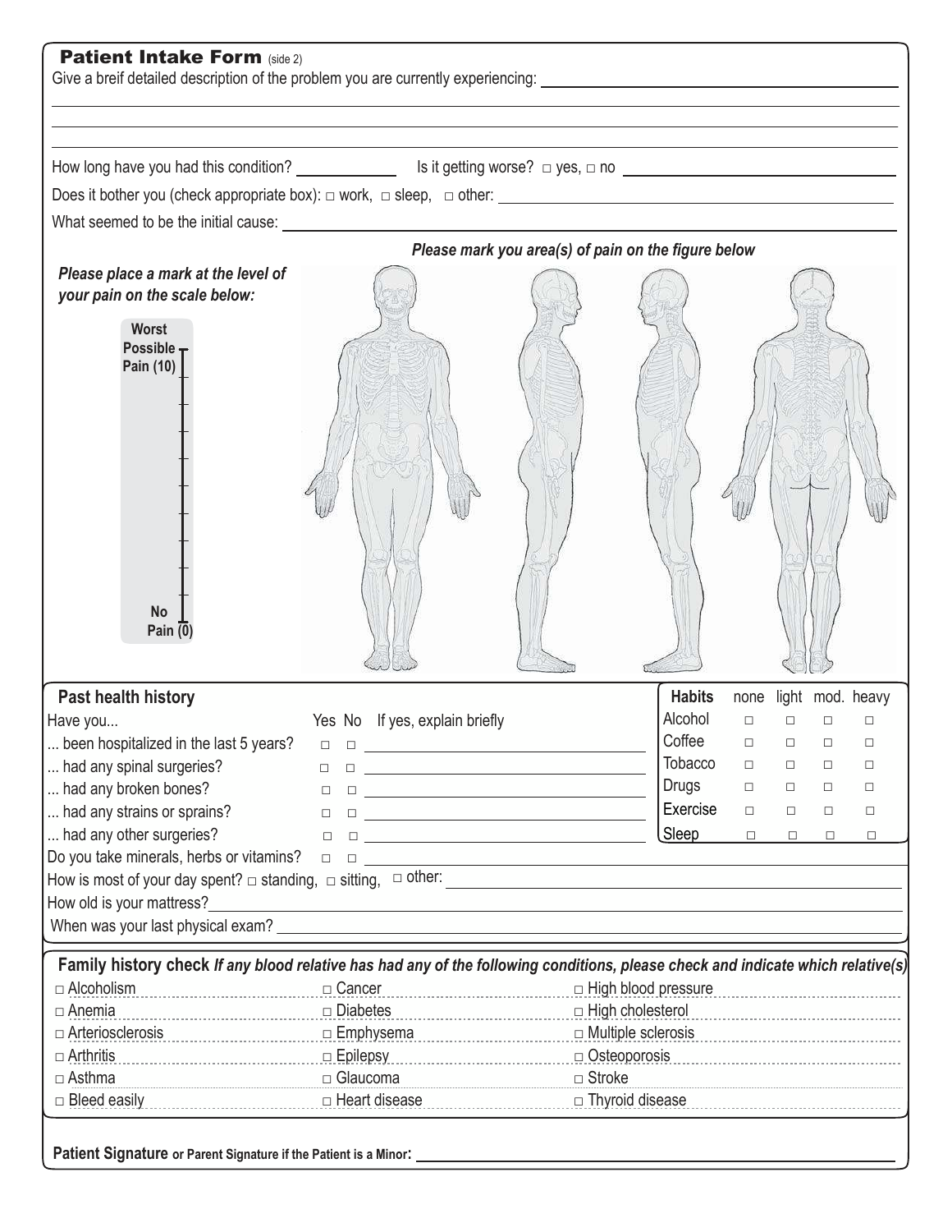## Patient Intake Form (side 2)

Give a breif detailed description of the problem you are currently experiencing: ______________________________

______________________________

______________________________

______________________________

How long have you had this condition? __________ Is it getting worse? □ yes, □ no ______________________________

Does it bother you (check appropriate box): □ work, □ sleep, □ other: ______________________________

What seemed to be the initial cause: ______________________________

***Please mark you area(s) of pain on the figure below***

***Please place a mark at the level of your pain on the scale below:***

**Worst Possible Pain (10)**

**No Pain (0)**

### Past health history

| Have you... | Yes | No | If yes, explain briefly |
|---|---|---|---|
| ... been hospitalized in the last 5 years? | □ | □ | |
| ... had any spinal surgeries? | □ | □ | |
| ... had any broken bones? | □ | □ | |
| ... had any strains or sprains? | □ | □ | |
| ... had any other surgeries? | □ | □ | |
| Do you take minerals, herbs or vitamins? | □ | □ | |

| **Habits** | none | light | mod. | heavy |
|---|---|---|---|---|
| Alcohol | □ | □ | □ | □ |
| Coffee | □ | □ | □ | □ |
| Tobacco | □ | □ | □ | □ |
| Drugs | □ | □ | □ | □ |
| Exercise | □ | □ | □ | □ |
| Sleep | □ | □ | □ | □ |

How is most of your day spent? □ standing, □ sitting, □ other: ______________________________

How old is your mattress? ______________________________

When was your last physical exam? ______________________________

### Family history check *If any blood relative has had any of the following conditions, please check and indicate which relative(s)*

| | | |
|---|---|---|
| □ Alcoholism | □ Cancer | □ High blood pressure |
| □ Anemia | □ Diabetes | □ High cholesterol |
| □ Arteriosclerosis | □ Emphysema | □ Multiple sclerosis |
| □ Arthritis | □ Epilepsy | □ Osteoporosis |
| □ Asthma | □ Glaucoma | □ Stroke |
| □ Bleed easily | □ Heart disease | □ Thyroid disease |

**Patient Signature or Parent Signature if the Patient is a Minor:** ______________________________